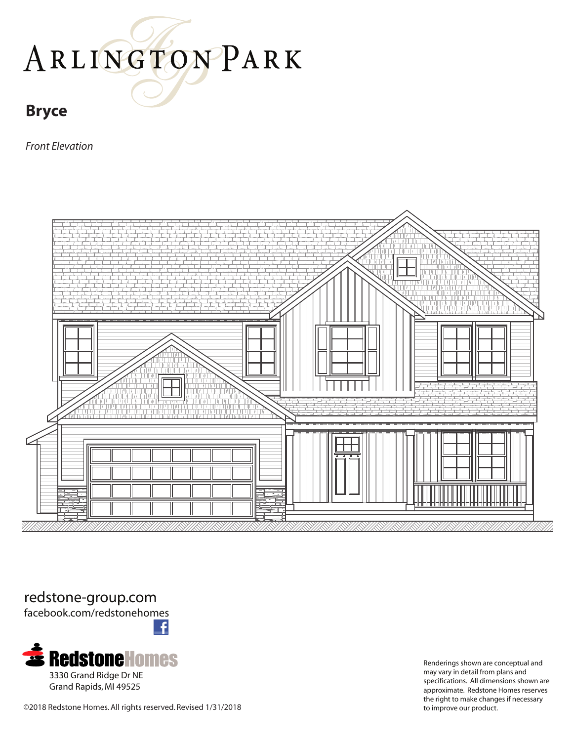# ARLINGTON PARK

## Bryce

*Front Elevation*

redstone-group.com
facebook.com/redstonehomes

RedstoneHomes
3330 Grand Ridge Dr NE
Grand Rapids, MI 49525

©2018 Redstone Homes. All rights reserved. Revised 1/31/2018

Renderings shown are conceptual and may vary in detail from plans and specifications. All dimensions shown are approximate. Redstone Homes reserves the right to make changes if necessary to improve our product.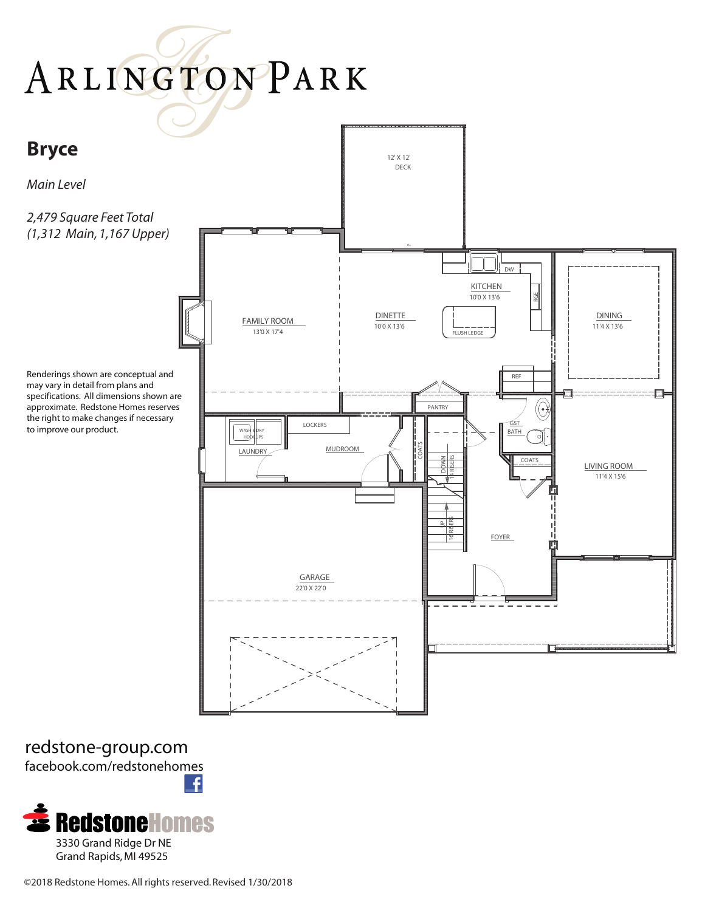# Arlington Park

## Bryce

*Main Level*

*2,479 Square Feet Total*
*(1,312 Main, 1,167 Upper)*

Renderings shown are conceptual and may vary in detail from plans and specifications. All dimensions shown are approximate. Redstone Homes reserves the right to make changes if necessary to improve our product.

12' X 12'
DECK

DW

KITCHEN
10'0 X 13'6

RGE

FAMILY ROOM
13'0 X 17'4

DINETTE
10'0 X 13'6

FLUSH LEDGE

DINING
11'4 X 13'6

REF

PANTRY

LOCKERS

WASH & DRY HOOKUPS

LAUNDRY

MUDROOM

COATS

DOWN 14 RISERS

UP 16 RISERS

GST BATH

COATS

LIVING ROOM
11'4 X 15'6

FOYER

GARAGE
22'0 X 22'0

redstone-group.com
facebook.com/redstonehomes

Redstone Homes
3330 Grand Ridge Dr NE
Grand Rapids, MI 49525

©2018 Redstone Homes. All rights reserved. Revised 1/30/2018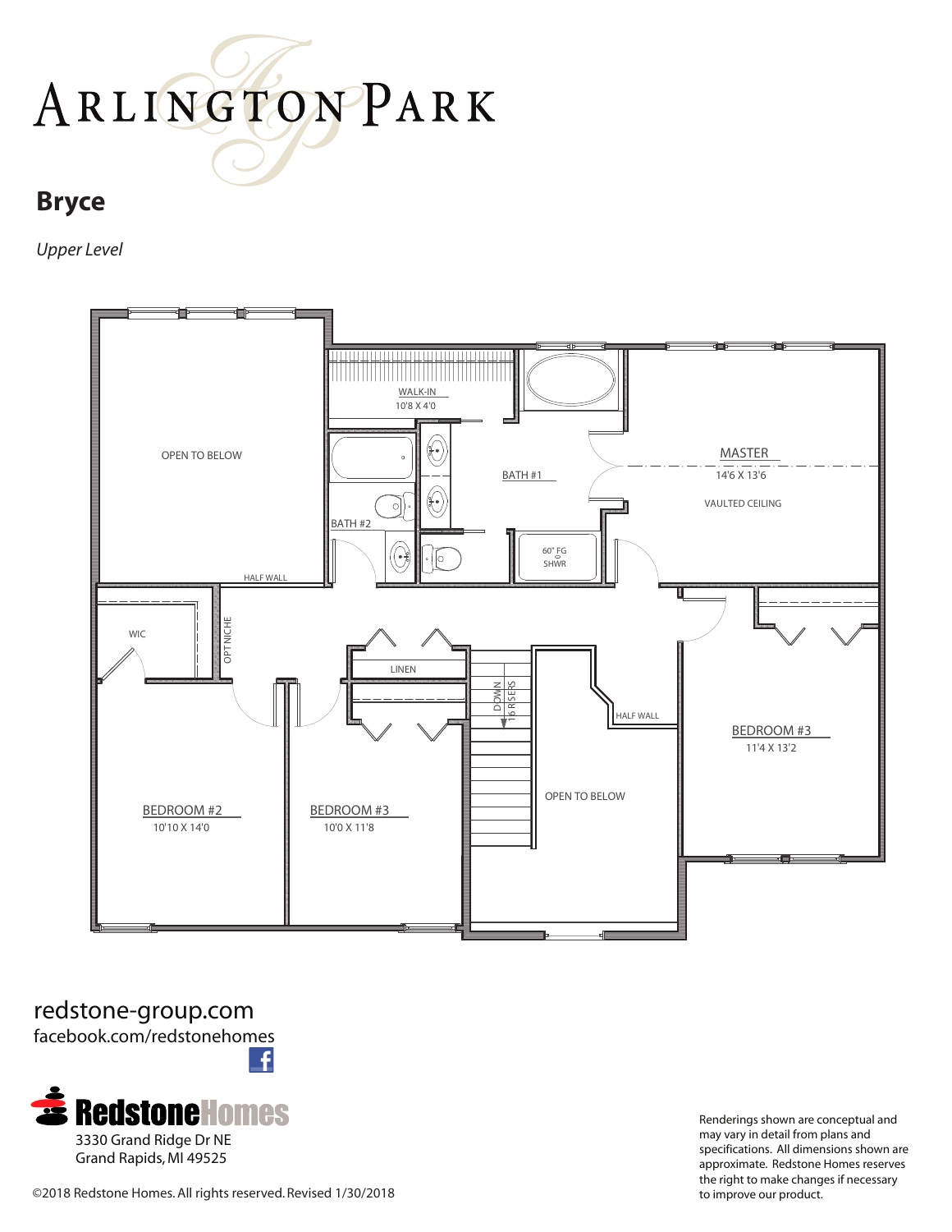# ARLINGTON PARK

## Bryce

*Upper Level*

OPEN TO BELOW

WALK-IN
10'8 X 4'0

BATH #1

MASTER
14'6 X 13'6

VAULTED CEILING

BATH #2

60" FG SHWR

HALF WALL

WIC

OPT NICHE

LINEN

DOWN 16 RISERS

HALF WALL

BEDROOM #3
11'4 X 13'2

OPEN TO BELOW

BEDROOM #2
10'10 X 14'0

BEDROOM #3
10'0 X 11'8

redstone-group.com
facebook.com/redstonehomes

**RedstoneHomes**
3330 Grand Ridge Dr NE
Grand Rapids, MI 49525

©2018 Redstone Homes. All rights reserved. Revised 1/30/2018

Renderings shown are conceptual and may vary in detail from plans and specifications. All dimensions shown are approximate. Redstone Homes reserves the right to make changes if necessary to improve our product.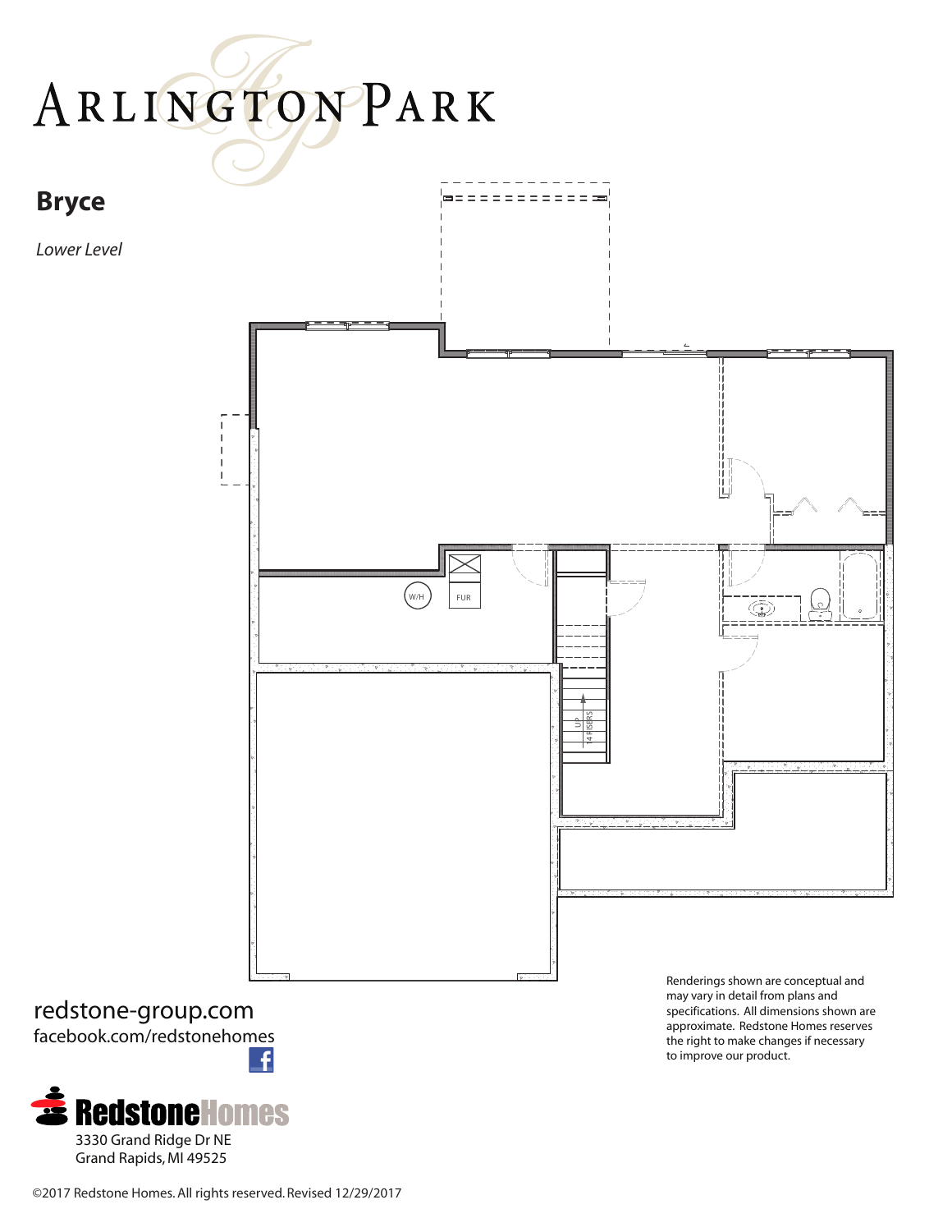# Arlington Park

## Bryce

*Lower Level*

W/H

FUR

UP
14 RISERS

Renderings shown are conceptual and may vary in detail from plans and specifications. All dimensions shown are approximate. Redstone Homes reserves the right to make changes if necessary to improve our product.

redstone-group.com
facebook.com/redstonehomes

RedstoneHomes
3330 Grand Ridge Dr NE
Grand Rapids, MI 49525

©2017 Redstone Homes. All rights reserved. Revised 12/29/2017